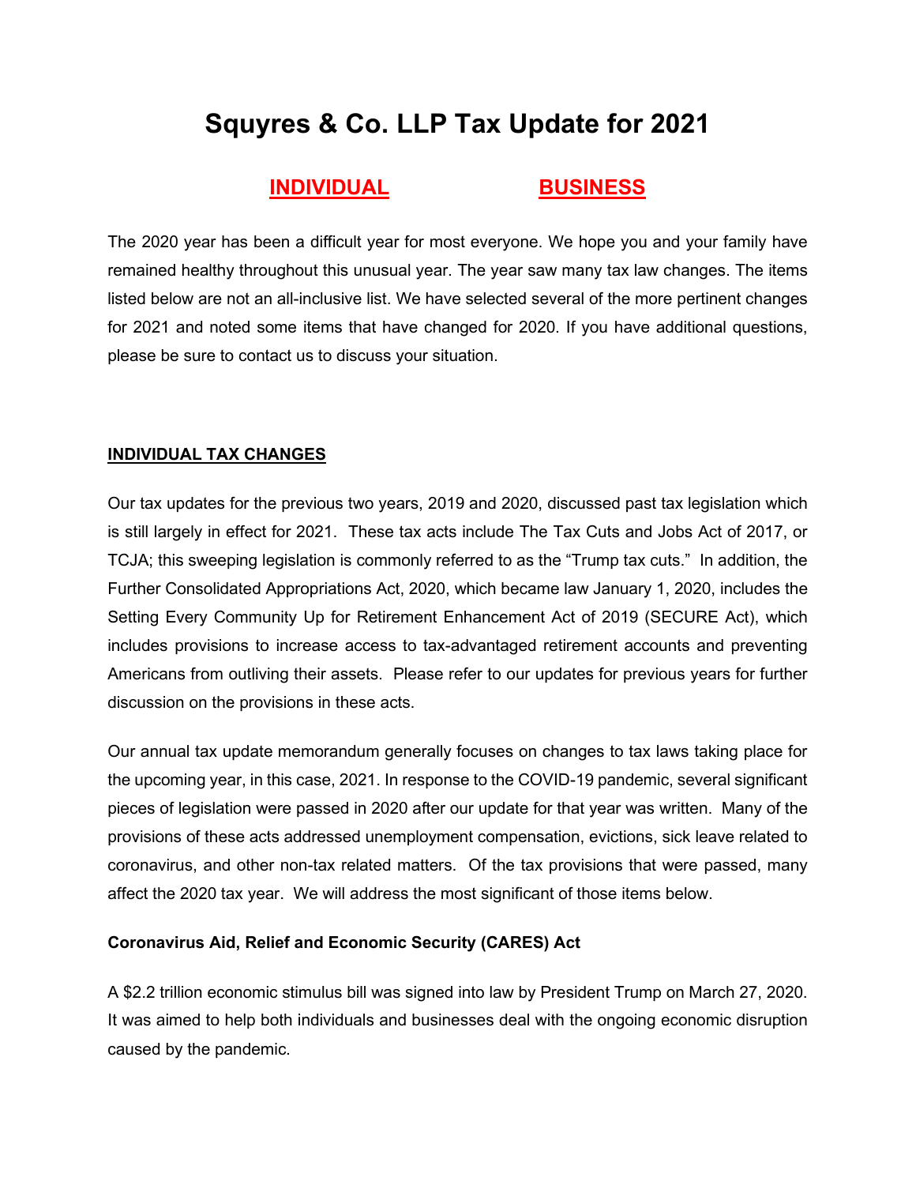# Squyres & Co. LLP Tax Update for 2021

**INDIVIDUAL** **BUSINESS**

The 2020 year has been a difficult year for most everyone. We hope you and your family have remained healthy throughout this unusual year. The year saw many tax law changes. The items listed below are not an all-inclusive list. We have selected several of the more pertinent changes for 2021 and noted some items that have changed for 2020. If you have additional questions, please be sure to contact us to discuss your situation.

## INDIVIDUAL TAX CHANGES

Our tax updates for the previous two years, 2019 and 2020, discussed past tax legislation which is still largely in effect for 2021. These tax acts include The Tax Cuts and Jobs Act of 2017, or TCJA; this sweeping legislation is commonly referred to as the "Trump tax cuts." In addition, the Further Consolidated Appropriations Act, 2020, which became law January 1, 2020, includes the Setting Every Community Up for Retirement Enhancement Act of 2019 (SECURE Act), which includes provisions to increase access to tax-advantaged retirement accounts and preventing Americans from outliving their assets. Please refer to our updates for previous years for further discussion on the provisions in these acts.

Our annual tax update memorandum generally focuses on changes to tax laws taking place for the upcoming year, in this case, 2021. In response to the COVID-19 pandemic, several significant pieces of legislation were passed in 2020 after our update for that year was written. Many of the provisions of these acts addressed unemployment compensation, evictions, sick leave related to coronavirus, and other non-tax related matters. Of the tax provisions that were passed, many affect the 2020 tax year. We will address the most significant of those items below.

### Coronavirus Aid, Relief and Economic Security (CARES) Act

A $2.2 trillion economic stimulus bill was signed into law by President Trump on March 27, 2020. It was aimed to help both individuals and businesses deal with the ongoing economic disruption caused by the pandemic.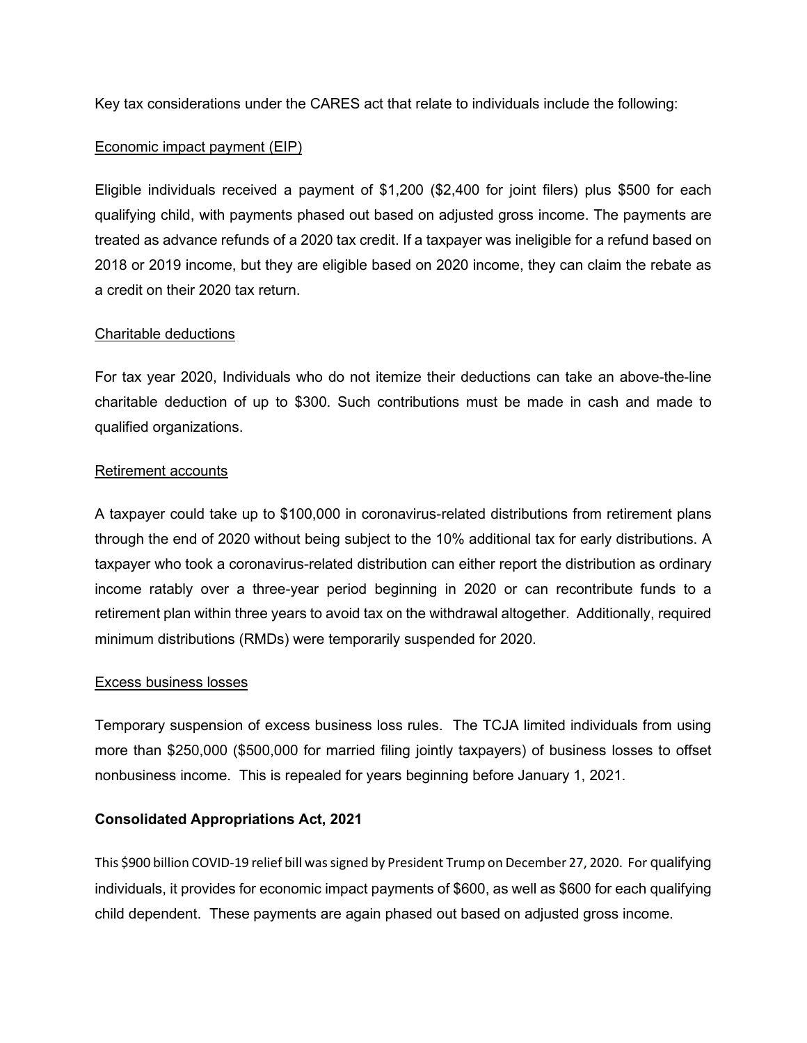Key tax considerations under the CARES act that relate to individuals include the following:

Economic impact payment (EIP)

Eligible individuals received a payment of $1,200 ($2,400 for joint filers) plus $500 for each qualifying child, with payments phased out based on adjusted gross income. The payments are treated as advance refunds of a 2020 tax credit. If a taxpayer was ineligible for a refund based on 2018 or 2019 income, but they are eligible based on 2020 income, they can claim the rebate as a credit on their 2020 tax return.

Charitable deductions

For tax year 2020, Individuals who do not itemize their deductions can take an above-the-line charitable deduction of up to $300. Such contributions must be made in cash and made to qualified organizations.

Retirement accounts

A taxpayer could take up to $100,000 in coronavirus-related distributions from retirement plans through the end of 2020 without being subject to the 10% additional tax for early distributions. A taxpayer who took a coronavirus-related distribution can either report the distribution as ordinary income ratably over a three-year period beginning in 2020 or can recontribute funds to a retirement plan within three years to avoid tax on the withdrawal altogether. Additionally, required minimum distributions (RMDs) were temporarily suspended for 2020.

Excess business losses

Temporary suspension of excess business loss rules. The TCJA limited individuals from using more than $250,000 ($500,000 for married filing jointly taxpayers) of business losses to offset nonbusiness income. This is repealed for years beginning before January 1, 2021.

**Consolidated Appropriations Act, 2021**

This $900 billion COVID-19 relief bill was signed by President Trump on December 27, 2020. For qualifying individuals, it provides for economic impact payments of $600, as well as $600 for each qualifying child dependent. These payments are again phased out based on adjusted gross income.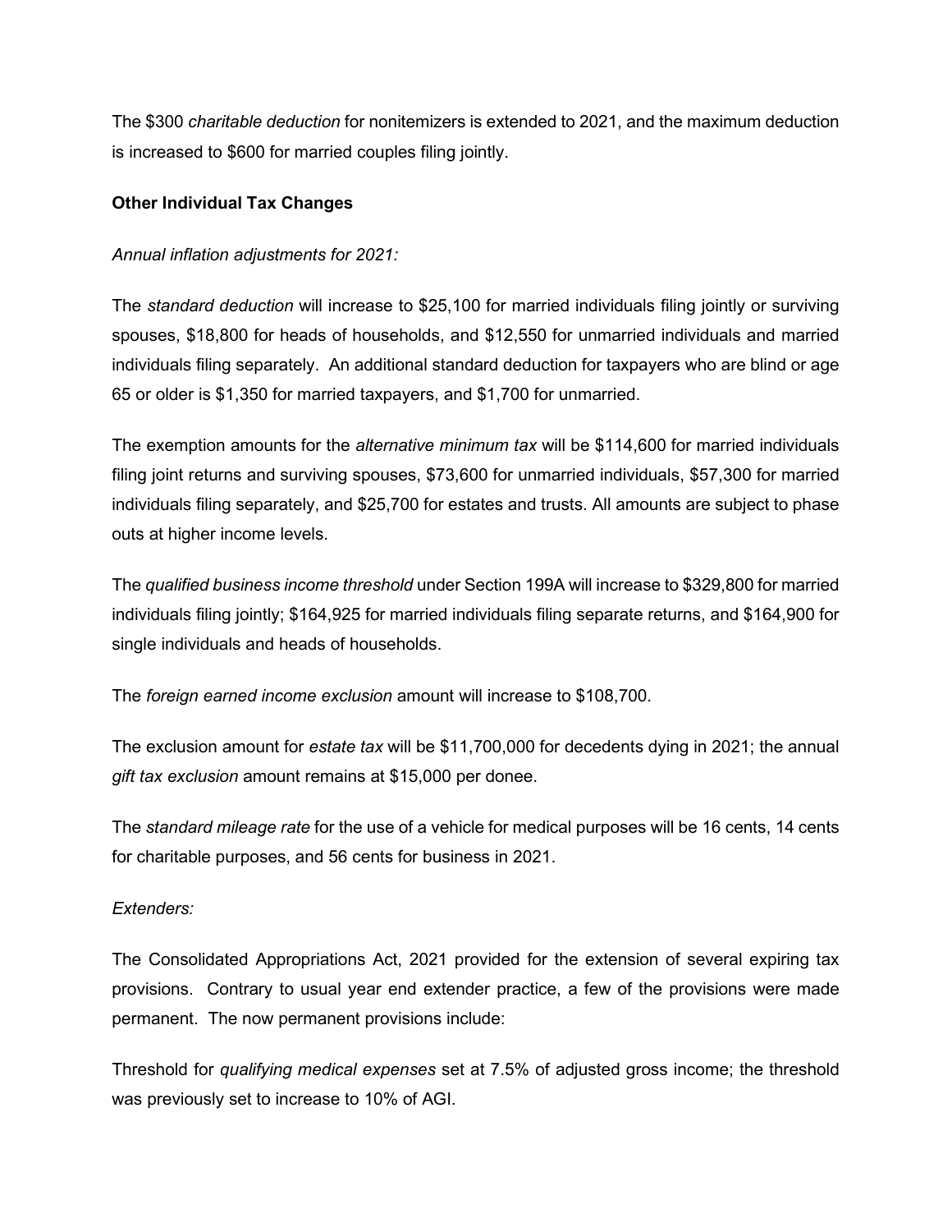The $300 *charitable deduction* for nonitemizers is extended to 2021, and the maximum deduction is increased to $600 for married couples filing jointly.

**Other Individual Tax Changes**

*Annual inflation adjustments for 2021:*

The *standard deduction* will increase to $25,100 for married individuals filing jointly or surviving spouses, $18,800 for heads of households, and $12,550 for unmarried individuals and married individuals filing separately. An additional standard deduction for taxpayers who are blind or age 65 or older is $1,350 for married taxpayers, and $1,700 for unmarried.

The exemption amounts for the *alternative minimum tax* will be $114,600 for married individuals filing joint returns and surviving spouses, $73,600 for unmarried individuals, $57,300 for married individuals filing separately, and $25,700 for estates and trusts. All amounts are subject to phase outs at higher income levels.

The *qualified business income threshold* under Section 199A will increase to $329,800 for married individuals filing jointly; $164,925 for married individuals filing separate returns, and $164,900 for single individuals and heads of households.

The *foreign earned income exclusion* amount will increase to $108,700.

The exclusion amount for *estate tax* will be $11,700,000 for decedents dying in 2021; the annual *gift tax exclusion* amount remains at $15,000 per donee.

The *standard mileage rate* for the use of a vehicle for medical purposes will be 16 cents, 14 cents for charitable purposes, and 56 cents for business in 2021.

*Extenders:*

The Consolidated Appropriations Act, 2021 provided for the extension of several expiring tax provisions. Contrary to usual year end extender practice, a few of the provisions were made permanent. The now permanent provisions include:

Threshold for *qualifying medical expenses* set at 7.5% of adjusted gross income; the threshold was previously set to increase to 10% of AGI.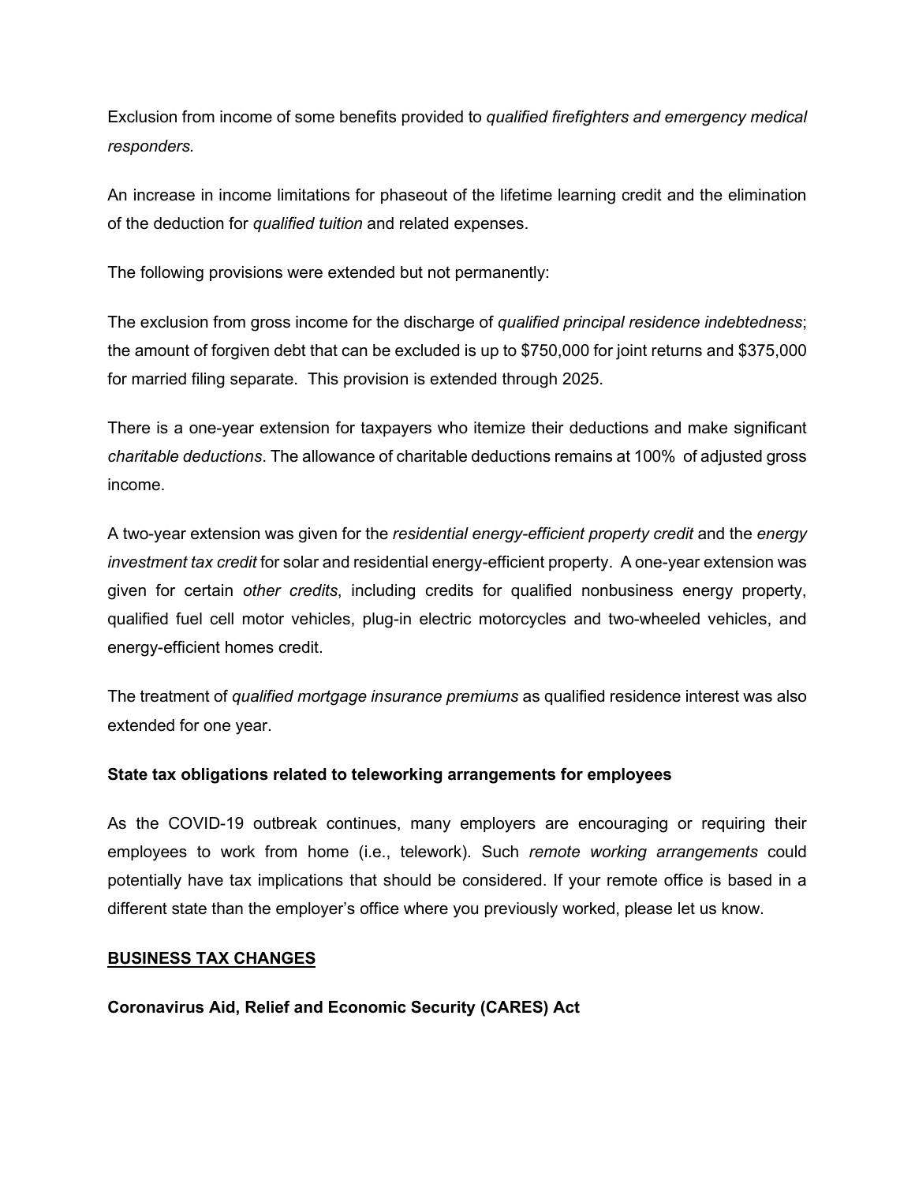Exclusion from income of some benefits provided to *qualified firefighters and emergency medical responders.*

An increase in income limitations for phaseout of the lifetime learning credit and the elimination of the deduction for *qualified tuition* and related expenses.

The following provisions were extended but not permanently:

The exclusion from gross income for the discharge of *qualified principal residence indebtedness*; the amount of forgiven debt that can be excluded is up to $750,000 for joint returns and $375,000 for married filing separate. This provision is extended through 2025.

There is a one-year extension for taxpayers who itemize their deductions and make significant *charitable deductions*. The allowance of charitable deductions remains at 100% of adjusted gross income.

A two-year extension was given for the *residential energy-efficient property credit* and the *energy investment tax credit* for solar and residential energy-efficient property. A one-year extension was given for certain *other credits*, including credits for qualified nonbusiness energy property, qualified fuel cell motor vehicles, plug-in electric motorcycles and two-wheeled vehicles, and energy-efficient homes credit.

The treatment of *qualified mortgage insurance premiums* as qualified residence interest was also extended for one year.

**State tax obligations related to teleworking arrangements for employees**

As the COVID-19 outbreak continues, many employers are encouraging or requiring their employees to work from home (i.e., telework). Such *remote working arrangements* could potentially have tax implications that should be considered. If your remote office is based in a different state than the employer's office where you previously worked, please let us know.

## BUSINESS TAX CHANGES

**Coronavirus Aid, Relief and Economic Security (CARES) Act**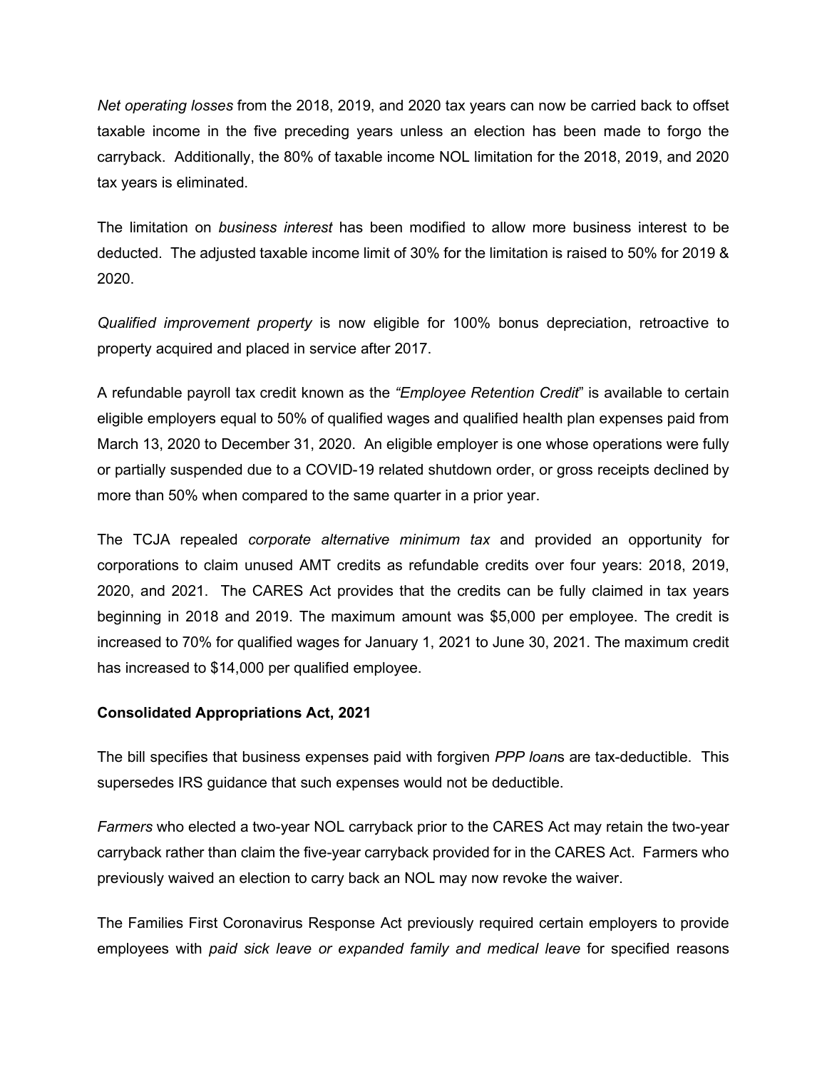*Net operating losses* from the 2018, 2019, and 2020 tax years can now be carried back to offset taxable income in the five preceding years unless an election has been made to forgo the carryback. Additionally, the 80% of taxable income NOL limitation for the 2018, 2019, and 2020 tax years is eliminated.

The limitation on *business interest* has been modified to allow more business interest to be deducted. The adjusted taxable income limit of 30% for the limitation is raised to 50% for 2019 & 2020.

*Qualified improvement property* is now eligible for 100% bonus depreciation, retroactive to property acquired and placed in service after 2017.

A refundable payroll tax credit known as the *"Employee Retention Credit*" is available to certain eligible employers equal to 50% of qualified wages and qualified health plan expenses paid from March 13, 2020 to December 31, 2020. An eligible employer is one whose operations were fully or partially suspended due to a COVID-19 related shutdown order, or gross receipts declined by more than 50% when compared to the same quarter in a prior year.

The TCJA repealed *corporate alternative minimum tax* and provided an opportunity for corporations to claim unused AMT credits as refundable credits over four years: 2018, 2019, 2020, and 2021. The CARES Act provides that the credits can be fully claimed in tax years beginning in 2018 and 2019. The maximum amount was $5,000 per employee. The credit is increased to 70% for qualified wages for January 1, 2021 to June 30, 2021. The maximum credit has increased to $14,000 per qualified employee.

**Consolidated Appropriations Act, 2021**

The bill specifies that business expenses paid with forgiven *PPP loan*s are tax-deductible. This supersedes IRS guidance that such expenses would not be deductible.

*Farmers* who elected a two-year NOL carryback prior to the CARES Act may retain the two-year carryback rather than claim the five-year carryback provided for in the CARES Act. Farmers who previously waived an election to carry back an NOL may now revoke the waiver.

The Families First Coronavirus Response Act previously required certain employers to provide employees with *paid sick leave or expanded family and medical leave* for specified reasons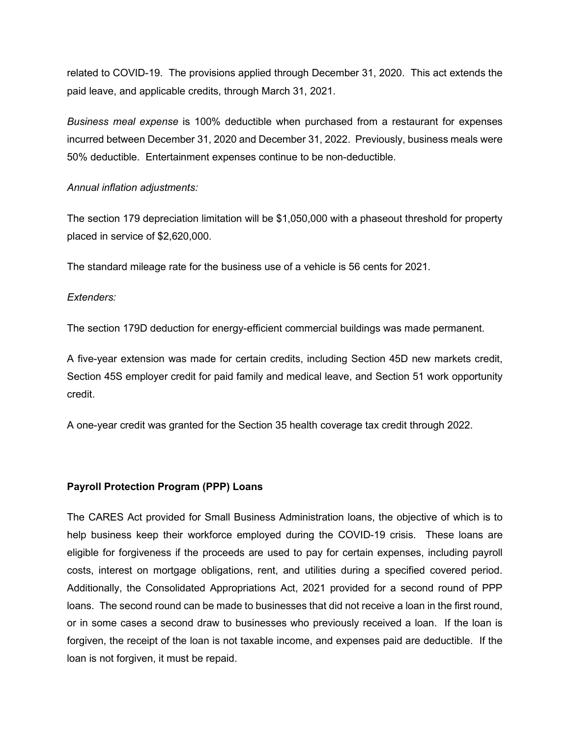related to COVID-19. The provisions applied through December 31, 2020. This act extends the paid leave, and applicable credits, through March 31, 2021.

*Business meal expense* is 100% deductible when purchased from a restaurant for expenses incurred between December 31, 2020 and December 31, 2022. Previously, business meals were 50% deductible. Entertainment expenses continue to be non-deductible.

*Annual inflation adjustments:*

The section 179 depreciation limitation will be $1,050,000 with a phaseout threshold for property placed in service of $2,620,000.

The standard mileage rate for the business use of a vehicle is 56 cents for 2021.

*Extenders:*

The section 179D deduction for energy-efficient commercial buildings was made permanent.

A five-year extension was made for certain credits, including Section 45D new markets credit, Section 45S employer credit for paid family and medical leave, and Section 51 work opportunity credit.

A one-year credit was granted for the Section 35 health coverage tax credit through 2022.

**Payroll Protection Program (PPP) Loans**

The CARES Act provided for Small Business Administration loans, the objective of which is to help business keep their workforce employed during the COVID-19 crisis. These loans are eligible for forgiveness if the proceeds are used to pay for certain expenses, including payroll costs, interest on mortgage obligations, rent, and utilities during a specified covered period. Additionally, the Consolidated Appropriations Act, 2021 provided for a second round of PPP loans. The second round can be made to businesses that did not receive a loan in the first round, or in some cases a second draw to businesses who previously received a loan. If the loan is forgiven, the receipt of the loan is not taxable income, and expenses paid are deductible. If the loan is not forgiven, it must be repaid.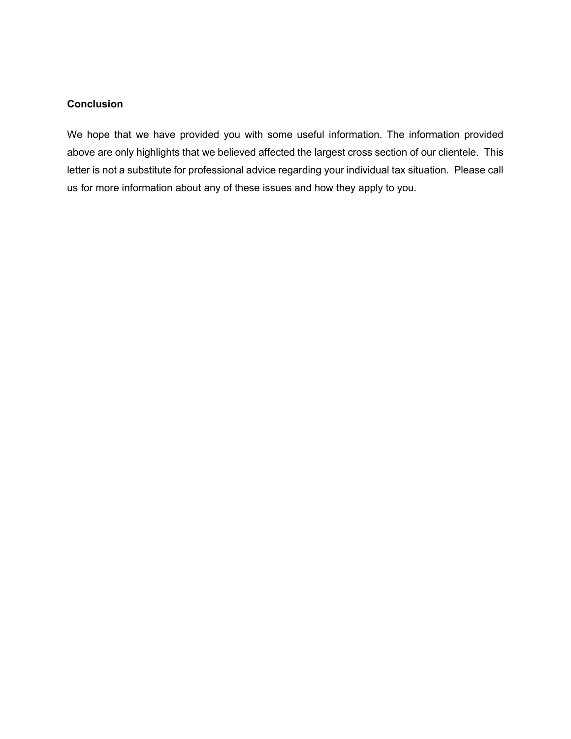**Conclusion**

We hope that we have provided you with some useful information. The information provided above are only highlights that we believed affected the largest cross section of our clientele. This letter is not a substitute for professional advice regarding your individual tax situation. Please call us for more information about any of these issues and how they apply to you.